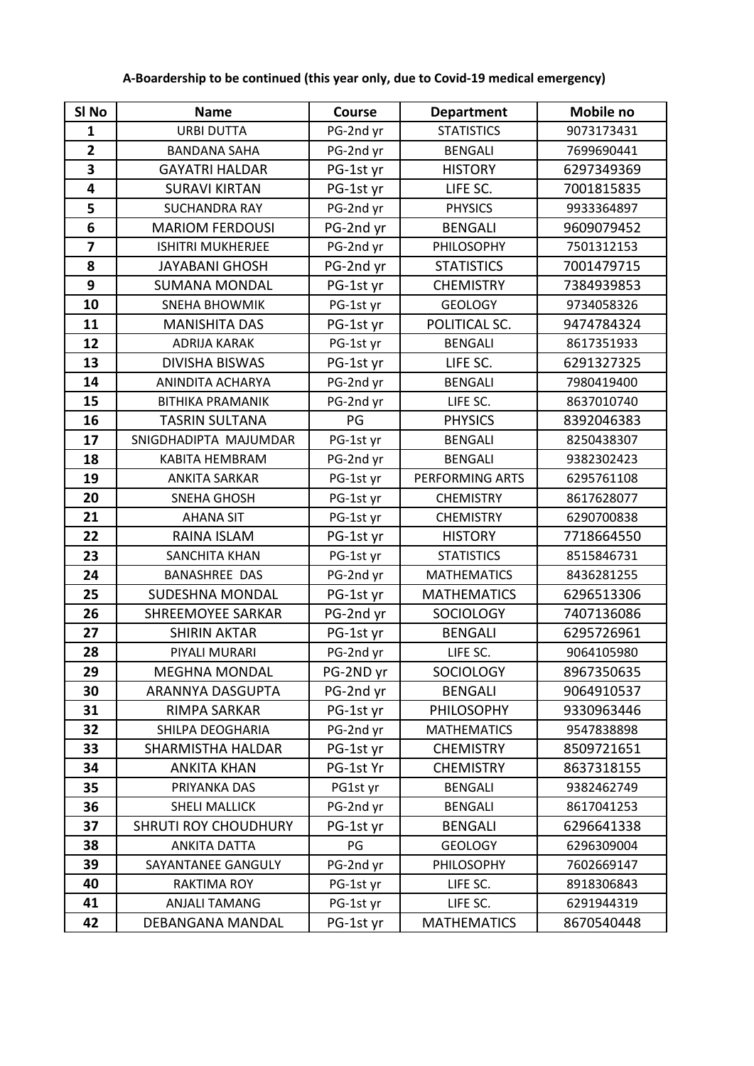**A-Boardership to be continued (this year only, due to Covid-19 medical emergency)**

| Sl No | Name | Course | Department | Mobile no |
|---|---|---|---|---|
| 1 | URBI DUTTA | PG-2nd yr | STATISTICS | 9073173431 |
| 2 | BANDANA SAHA | PG-2nd yr | BENGALI | 7699690441 |
| 3 | GAYATRI HALDAR | PG-1st yr | HISTORY | 6297349369 |
| 4 | SURAVI KIRTAN | PG-1st yr | LIFE SC. | 7001815835 |
| 5 | SUCHANDRA RAY | PG-2nd yr | PHYSICS | 9933364897 |
| 6 | MARIOM FERDOUSI | PG-2nd yr | BENGALI | 9609079452 |
| 7 | ISHITRI MUKHERJEE | PG-2nd yr | PHILOSOPHY | 7501312153 |
| 8 | JAYABANI GHOSH | PG-2nd yr | STATISTICS | 7001479715 |
| 9 | SUMANA MONDAL | PG-1st yr | CHEMISTRY | 7384939853 |
| 10 | SNEHA BHOWMIK | PG-1st yr | GEOLOGY | 9734058326 |
| 11 | MANISHITA DAS | PG-1st yr | POLITICAL SC. | 9474784324 |
| 12 | ADRIJA KARAK | PG-1st yr | BENGALI | 8617351933 |
| 13 | DIVISHA BISWAS | PG-1st yr | LIFE SC. | 6291327325 |
| 14 | ANINDITA ACHARYA | PG-2nd yr | BENGALI | 7980419400 |
| 15 | BITHIKA PRAMANIK | PG-2nd yr | LIFE SC. | 8637010740 |
| 16 | TASRIN SULTANA | PG | PHYSICS | 8392046383 |
| 17 | SNIGDHADIPTA MAJUMDAR | PG-1st yr | BENGALI | 8250438307 |
| 18 | KABITA HEMBRAM | PG-2nd yr | BENGALI | 9382302423 |
| 19 | ANKITA SARKAR | PG-1st yr | PERFORMING ARTS | 6295761108 |
| 20 | SNEHA GHOSH | PG-1st yr | CHEMISTRY | 8617628077 |
| 21 | AHANA SIT | PG-1st yr | CHEMISTRY | 6290700838 |
| 22 | RAINA ISLAM | PG-1st yr | HISTORY | 7718664550 |
| 23 | SANCHITA KHAN | PG-1st yr | STATISTICS | 8515846731 |
| 24 | BANASHREE DAS | PG-2nd yr | MATHEMATICS | 8436281255 |
| 25 | SUDESHNA MONDAL | PG-1st yr | MATHEMATICS | 6296513306 |
| 26 | SHREEMOYEE SARKAR | PG-2nd yr | SOCIOLOGY | 7407136086 |
| 27 | SHIRIN AKTAR | PG-1st yr | BENGALI | 6295726961 |
| 28 | PIYALI MURARI | PG-2nd yr | LIFE SC. | 9064105980 |
| 29 | MEGHNA MONDAL | PG-2ND yr | SOCIOLOGY | 8967350635 |
| 30 | ARANNYA DASGUPTA | PG-2nd yr | BENGALI | 9064910537 |
| 31 | RIMPA SARKAR | PG-1st yr | PHILOSOPHY | 9330963446 |
| 32 | SHILPA DEOGHARIA | PG-2nd yr | MATHEMATICS | 9547838898 |
| 33 | SHARMISTHA HALDAR | PG-1st yr | CHEMISTRY | 8509721651 |
| 34 | ANKITA KHAN | PG-1st Yr | CHEMISTRY | 8637318155 |
| 35 | PRIYANKA DAS | PG1st yr | BENGALI | 9382462749 |
| 36 | SHELI MALLICK | PG-2nd yr | BENGALI | 8617041253 |
| 37 | SHRUTI ROY CHOUDHURY | PG-1st yr | BENGALI | 6296641338 |
| 38 | ANKITA DATTA | PG | GEOLOGY | 6296309004 |
| 39 | SAYANTANEE GANGULY | PG-2nd yr | PHILOSOPHY | 7602669147 |
| 40 | RAKTIMA ROY | PG-1st yr | LIFE SC. | 8918306843 |
| 41 | ANJALI TAMANG | PG-1st yr | LIFE SC. | 6291944319 |
| 42 | DEBANGANA MANDAL | PG-1st yr | MATHEMATICS | 8670540448 |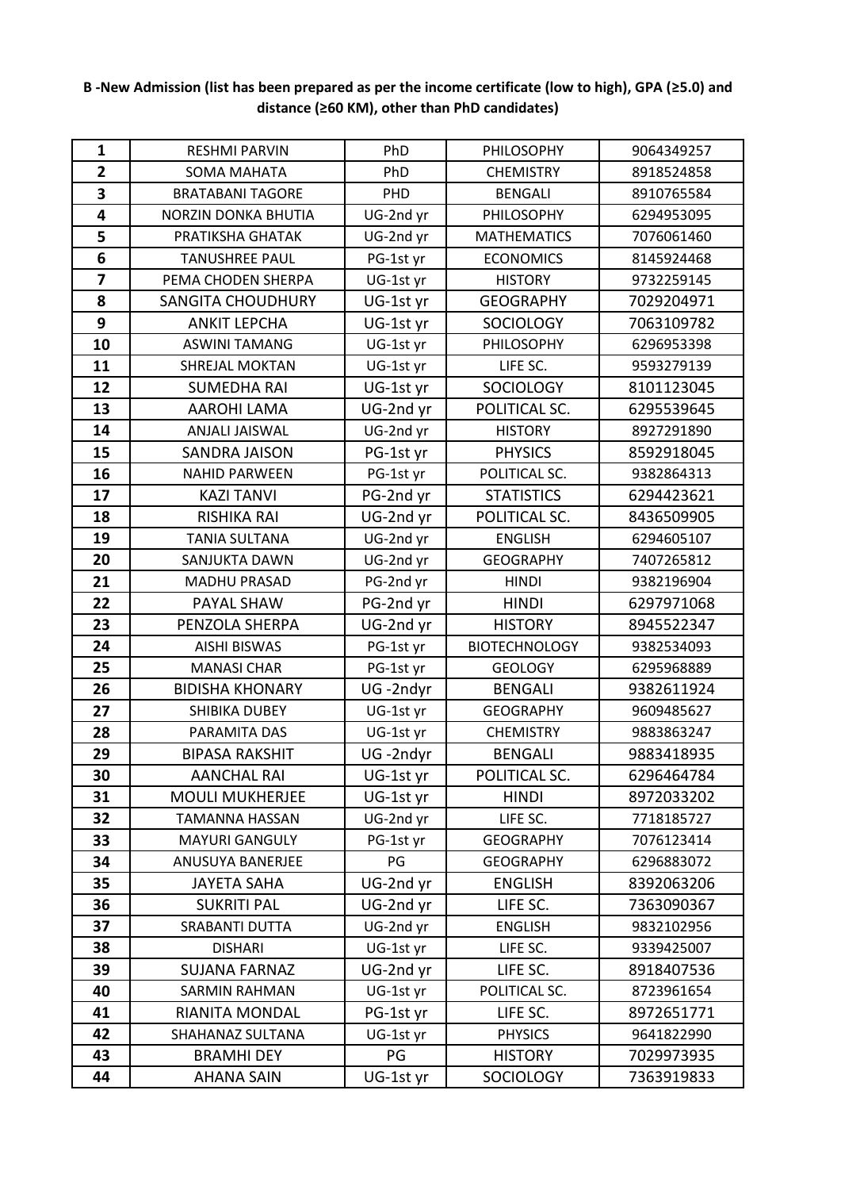**B -New Admission (list has been prepared as per the income certificate (low to high), GPA (≥5.0) and distance (≥60 KM), other than PhD candidates)**

| | | | | |
|---|---|---|---|---|
| 1 | RESHMI PARVIN | PhD | PHILOSOPHY | 9064349257 |
| 2 | SOMA MAHATA | PhD | CHEMISTRY | 8918524858 |
| 3 | BRATABANI TAGORE | PHD | BENGALI | 8910765584 |
| 4 | NORZIN DONKA BHUTIA | UG-2nd yr | PHILOSOPHY | 6294953095 |
| 5 | PRATIKSHA GHATAK | UG-2nd yr | MATHEMATICS | 7076061460 |
| 6 | TANUSHREE PAUL | PG-1st yr | ECONOMICS | 8145924468 |
| 7 | PEMA CHODEN SHERPA | UG-1st yr | HISTORY | 9732259145 |
| 8 | SANGITA CHOUDHURY | UG-1st yr | GEOGRAPHY | 7029204971 |
| 9 | ANKIT LEPCHA | UG-1st yr | SOCIOLOGY | 7063109782 |
| 10 | ASWINI TAMANG | UG-1st yr | PHILOSOPHY | 6296953398 |
| 11 | SHREJAL MOKTAN | UG-1st yr | LIFE SC. | 9593279139 |
| 12 | SUMEDHA RAI | UG-1st yr | SOCIOLOGY | 8101123045 |
| 13 | AAROHI LAMA | UG-2nd yr | POLITICAL SC. | 6295539645 |
| 14 | ANJALI JAISWAL | UG-2nd yr | HISTORY | 8927291890 |
| 15 | SANDRA JAISON | PG-1st yr | PHYSICS | 8592918045 |
| 16 | NAHID PARWEEN | PG-1st yr | POLITICAL SC. | 9382864313 |
| 17 | KAZI TANVI | PG-2nd yr | STATISTICS | 6294423621 |
| 18 | RISHIKA RAI | UG-2nd yr | POLITICAL SC. | 8436509905 |
| 19 | TANIA SULTANA | UG-2nd yr | ENGLISH | 6294605107 |
| 20 | SANJUKTA DAWN | UG-2nd yr | GEOGRAPHY | 7407265812 |
| 21 | MADHU PRASAD | PG-2nd yr | HINDI | 9382196904 |
| 22 | PAYAL SHAW | PG-2nd yr | HINDI | 6297971068 |
| 23 | PENZOLA SHERPA | UG-2nd yr | HISTORY | 8945522347 |
| 24 | AISHI BISWAS | PG-1st yr | BIOTECHNOLOGY | 9382534093 |
| 25 | MANASI CHAR | PG-1st yr | GEOLOGY | 6295968889 |
| 26 | BIDISHA KHONARY | UG -2ndyr | BENGALI | 9382611924 |
| 27 | SHIBIKA DUBEY | UG-1st yr | GEOGRAPHY | 9609485627 |
| 28 | PARAMITA DAS | UG-1st yr | CHEMISTRY | 9883863247 |
| 29 | BIPASA RAKSHIT | UG -2ndyr | BENGALI | 9883418935 |
| 30 | AANCHAL RAI | UG-1st yr | POLITICAL SC. | 6296464784 |
| 31 | MOULI MUKHERJEE | UG-1st yr | HINDI | 8972033202 |
| 32 | TAMANNA HASSAN | UG-2nd yr | LIFE SC. | 7718185727 |
| 33 | MAYURI GANGULY | PG-1st yr | GEOGRAPHY | 7076123414 |
| 34 | ANUSUYA BANERJEE | PG | GEOGRAPHY | 6296883072 |
| 35 | JAYETA SAHA | UG-2nd yr | ENGLISH | 8392063206 |
| 36 | SUKRITI PAL | UG-2nd yr | LIFE SC. | 7363090367 |
| 37 | SRABANTI DUTTA | UG-2nd yr | ENGLISH | 9832102956 |
| 38 | DISHARI | UG-1st yr | LIFE SC. | 9339425007 |
| 39 | SUJANA FARNAZ | UG-2nd yr | LIFE SC. | 8918407536 |
| 40 | SARMIN RAHMAN | UG-1st yr | POLITICAL SC. | 8723961654 |
| 41 | RIANITA MONDAL | PG-1st yr | LIFE SC. | 8972651771 |
| 42 | SHAHANAZ SULTANA | UG-1st yr | PHYSICS | 9641822990 |
| 43 | BRAMHI DEY | PG | HISTORY | 7029973935 |
| 44 | AHANA SAIN | UG-1st yr | SOCIOLOGY | 7363919833 |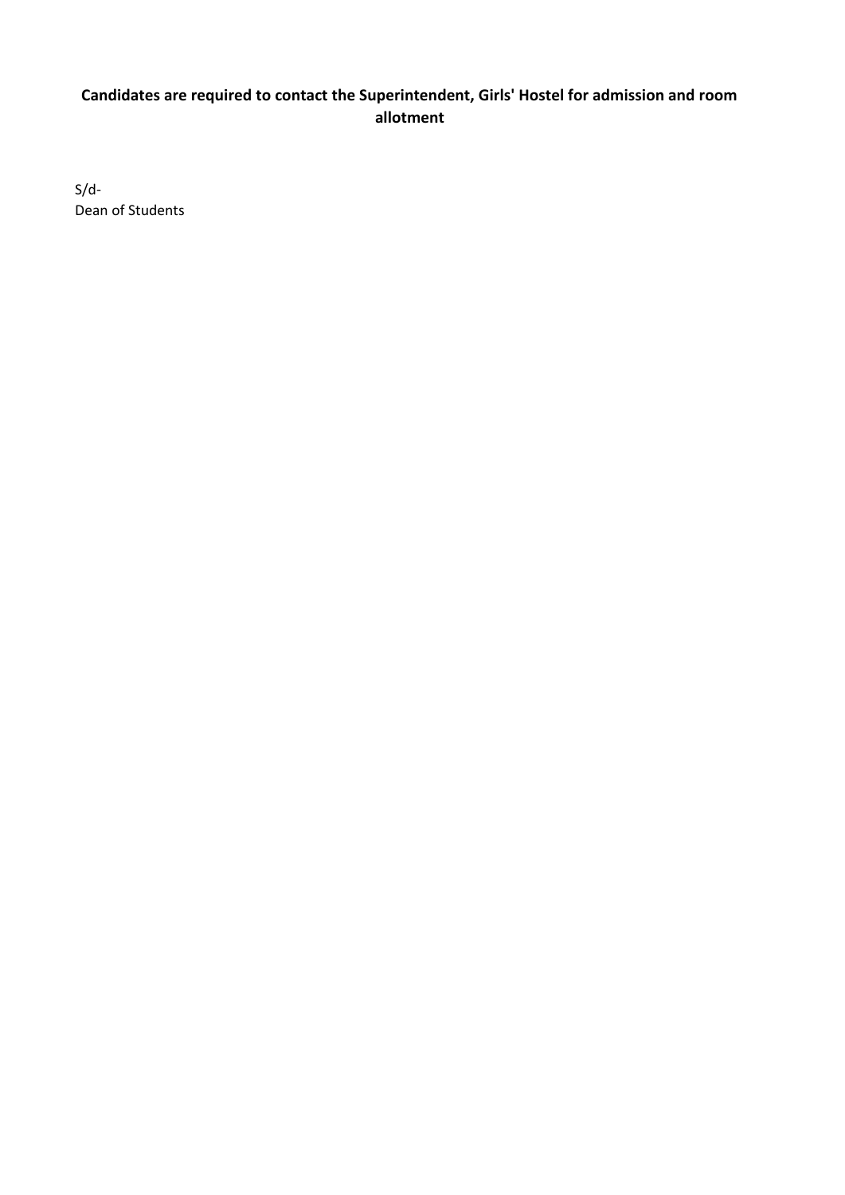**Candidates are required to contact the Superintendent, Girls' Hostel for admission and room allotment**

S/d-
Dean of Students